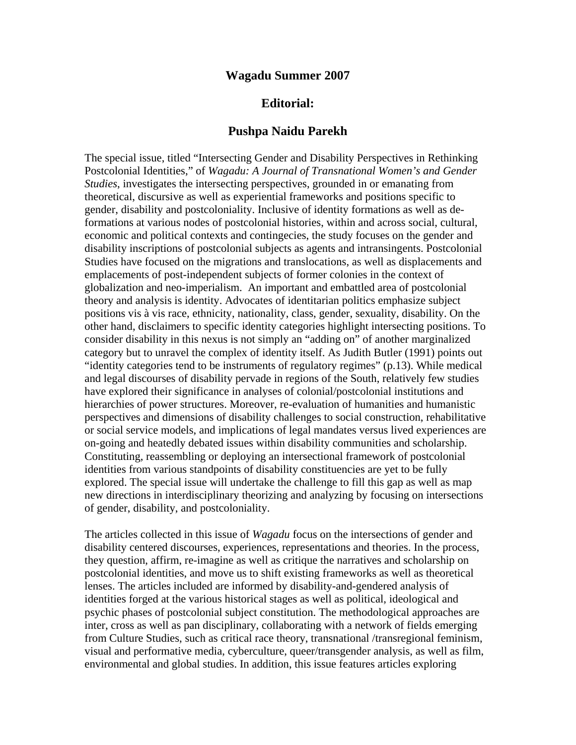# Wagadu Summer 2007

## Editorial:

## Pushpa Naidu Parekh

The special issue, titled "Intersecting Gender and Disability Perspectives in Rethinking Postcolonial Identities," of *Wagadu: A Journal of Transnational Women's and Gender Studies*, investigates the intersecting perspectives, grounded in or emanating from theoretical, discursive as well as experiential frameworks and positions specific to gender, disability and postcoloniality. Inclusive of identity formations as well as de-formations at various nodes of postcolonial histories, within and across social, cultural, economic and political contexts and contingecies, the study focuses on the gender and disability inscriptions of postcolonial subjects as agents and intransingents. Postcolonial Studies have focused on the migrations and translocations, as well as displacements and emplacements of post-independent subjects of former colonies in the context of globalization and neo-imperialism. An important and embattled area of postcolonial theory and analysis is identity. Advocates of identitarian politics emphasize subject positions vis à vis race, ethnicity, nationality, class, gender, sexuality, disability. On the other hand, disclaimers to specific identity categories highlight intersecting positions. To consider disability in this nexus is not simply an "adding on" of another marginalized category but to unravel the complex of identity itself. As Judith Butler (1991) points out "identity categories tend to be instruments of regulatory regimes" (p.13). While medical and legal discourses of disability pervade in regions of the South, relatively few studies have explored their significance in analyses of colonial/postcolonial institutions and hierarchies of power structures. Moreover, re-evaluation of humanities and humanistic perspectives and dimensions of disability challenges to social construction, rehabilitative or social service models, and implications of legal mandates versus lived experiences are on-going and heatedly debated issues within disability communities and scholarship. Constituting, reassembling or deploying an intersectional framework of postcolonial identities from various standpoints of disability constituencies are yet to be fully explored. The special issue will undertake the challenge to fill this gap as well as map new directions in interdisciplinary theorizing and analyzing by focusing on intersections of gender, disability, and postcoloniality.

The articles collected in this issue of *Wagadu* focus on the intersections of gender and disability centered discourses, experiences, representations and theories. In the process, they question, affirm, re-imagine as well as critique the narratives and scholarship on postcolonial identities, and move us to shift existing frameworks as well as theoretical lenses. The articles included are informed by disability-and-gendered analysis of identities forged at the various historical stages as well as political, ideological and psychic phases of postcolonial subject constitution. The methodological approaches are inter, cross as well as pan disciplinary, collaborating with a network of fields emerging from Culture Studies, such as critical race theory, transnational /transregional feminism, visual and performative media, cyberculture, queer/transgender analysis, as well as film, environmental and global studies. In addition, this issue features articles exploring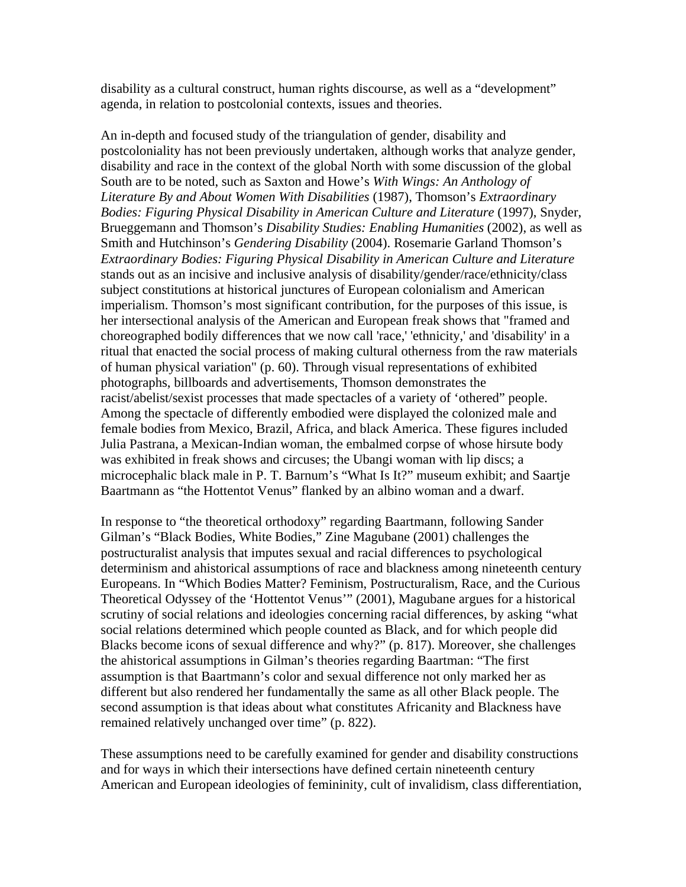disability as a cultural construct, human rights discourse, as well as a "development" agenda, in relation to postcolonial contexts, issues and theories.

An in-depth and focused study of the triangulation of gender, disability and postcoloniality has not been previously undertaken, although works that analyze gender, disability and race in the context of the global North with some discussion of the global South are to be noted, such as Saxton and Howe's *With Wings: An Anthology of Literature By and About Women With Disabilities* (1987), Thomson's *Extraordinary Bodies: Figuring Physical Disability in American Culture and Literature* (1997), Snyder, Brueggemann and Thomson's *Disability Studies: Enabling Humanities* (2002), as well as Smith and Hutchinson's *Gendering Disability* (2004). Rosemarie Garland Thomson's *Extraordinary Bodies: Figuring Physical Disability in American Culture and Literature* stands out as an incisive and inclusive analysis of disability/gender/race/ethnicity/class subject constitutions at historical junctures of European colonialism and American imperialism. Thomson's most significant contribution, for the purposes of this issue, is her intersectional analysis of the American and European freak shows that "framed and choreographed bodily differences that we now call 'race,' 'ethnicity,' and 'disability' in a ritual that enacted the social process of making cultural otherness from the raw materials of human physical variation" (p. 60). Through visual representations of exhibited photographs, billboards and advertisements, Thomson demonstrates the racist/abelist/sexist processes that made spectacles of a variety of 'othered" people. Among the spectacle of differently embodied were displayed the colonized male and female bodies from Mexico, Brazil, Africa, and black America. These figures included Julia Pastrana, a Mexican-Indian woman, the embalmed corpse of whose hirsute body was exhibited in freak shows and circuses; the Ubangi woman with lip discs; a microcephalic black male in P. T. Barnum's "What Is It?" museum exhibit; and Saartje Baartmann as "the Hottentot Venus" flanked by an albino woman and a dwarf.

In response to "the theoretical orthodoxy" regarding Baartmann, following Sander Gilman's "Black Bodies, White Bodies," Zine Magubane (2001) challenges the postructuralist analysis that imputes sexual and racial differences to psychological determinism and ahistorical assumptions of race and blackness among nineteenth century Europeans. In "Which Bodies Matter? Feminism, Postructuralism, Race, and the Curious Theoretical Odyssey of the 'Hottentot Venus'" (2001), Magubane argues for a historical scrutiny of social relations and ideologies concerning racial differences, by asking "what social relations determined which people counted as Black, and for which people did Blacks become icons of sexual difference and why?" (p. 817). Moreover, she challenges the ahistorical assumptions in Gilman's theories regarding Baartman: "The first assumption is that Baartmann's color and sexual difference not only marked her as different but also rendered her fundamentally the same as all other Black people. The second assumption is that ideas about what constitutes Africanity and Blackness have remained relatively unchanged over time" (p. 822).

These assumptions need to be carefully examined for gender and disability constructions and for ways in which their intersections have defined certain nineteenth century American and European ideologies of femininity, cult of invalidism, class differentiation,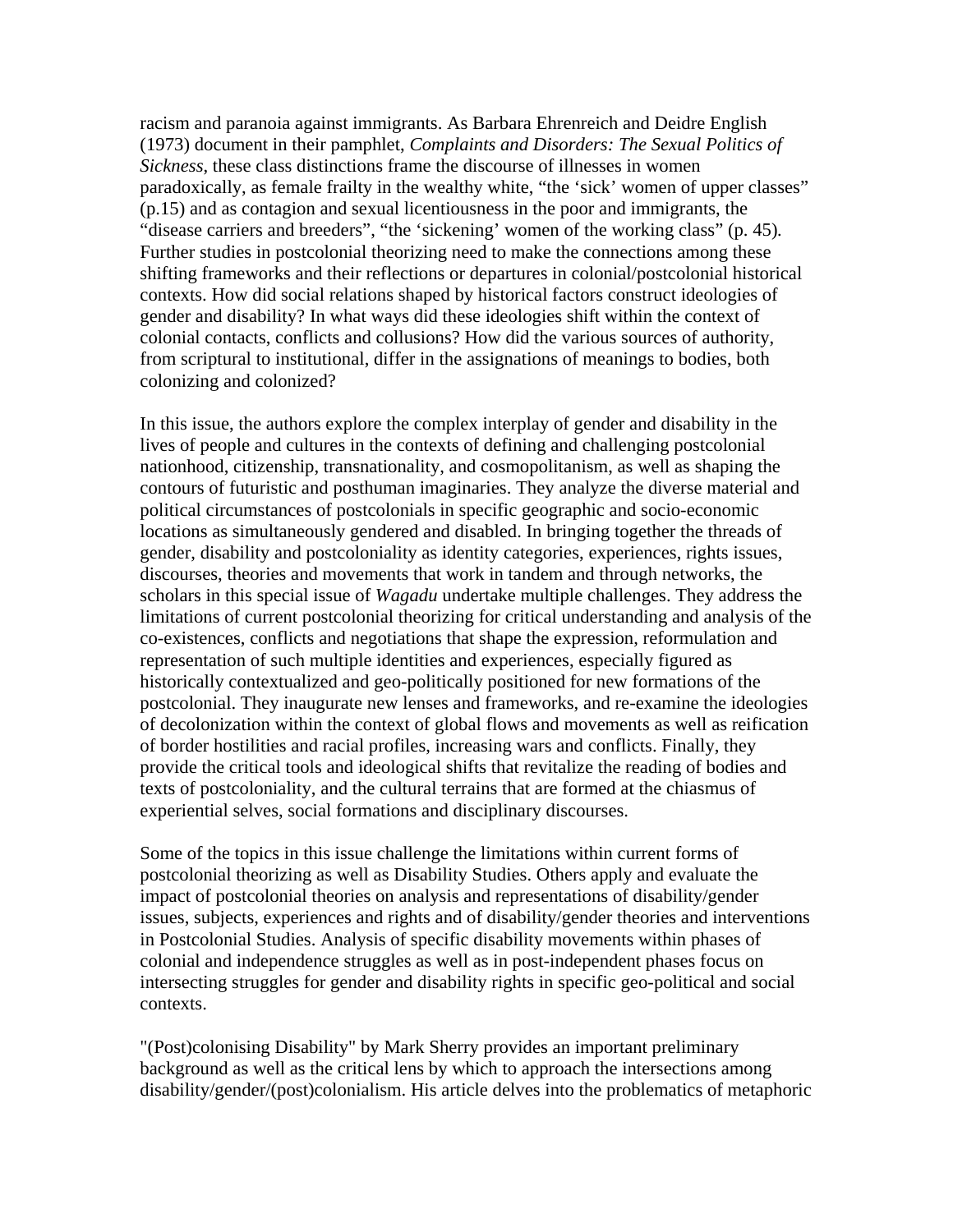racism and paranoia against immigrants. As Barbara Ehrenreich and Deidre English (1973) document in their pamphlet, *Complaints and Disorders: The Sexual Politics of Sickness*, these class distinctions frame the discourse of illnesses in women paradoxically, as female frailty in the wealthy white, "the 'sick' women of upper classes" (p.15) and as contagion and sexual licentiousness in the poor and immigrants, the "disease carriers and breeders", "the 'sickening' women of the working class" (p. 45). Further studies in postcolonial theorizing need to make the connections among these shifting frameworks and their reflections or departures in colonial/postcolonial historical contexts. How did social relations shaped by historical factors construct ideologies of gender and disability? In what ways did these ideologies shift within the context of colonial contacts, conflicts and collusions? How did the various sources of authority, from scriptural to institutional, differ in the assignations of meanings to bodies, both colonizing and colonized?

In this issue, the authors explore the complex interplay of gender and disability in the lives of people and cultures in the contexts of defining and challenging postcolonial nationhood, citizenship, transnationality, and cosmopolitanism, as well as shaping the contours of futuristic and posthuman imaginaries. They analyze the diverse material and political circumstances of postcolonials in specific geographic and socio-economic locations as simultaneously gendered and disabled. In bringing together the threads of gender, disability and postcoloniality as identity categories, experiences, rights issues, discourses, theories and movements that work in tandem and through networks, the scholars in this special issue of *Wagadu* undertake multiple challenges. They address the limitations of current postcolonial theorizing for critical understanding and analysis of the co-existences, conflicts and negotiations that shape the expression, reformulation and representation of such multiple identities and experiences, especially figured as historically contextualized and geo-politically positioned for new formations of the postcolonial. They inaugurate new lenses and frameworks, and re-examine the ideologies of decolonization within the context of global flows and movements as well as reification of border hostilities and racial profiles, increasing wars and conflicts. Finally, they provide the critical tools and ideological shifts that revitalize the reading of bodies and texts of postcoloniality, and the cultural terrains that are formed at the chiasmus of experiential selves, social formations and disciplinary discourses.

Some of the topics in this issue challenge the limitations within current forms of postcolonial theorizing as well as Disability Studies. Others apply and evaluate the impact of postcolonial theories on analysis and representations of disability/gender issues, subjects, experiences and rights and of disability/gender theories and interventions in Postcolonial Studies. Analysis of specific disability movements within phases of colonial and independence struggles as well as in post-independent phases focus on intersecting struggles for gender and disability rights in specific geo-political and social contexts.

"(Post)colonising Disability" by Mark Sherry provides an important preliminary background as well as the critical lens by which to approach the intersections among disability/gender/(post)colonialism. His article delves into the problematics of metaphoric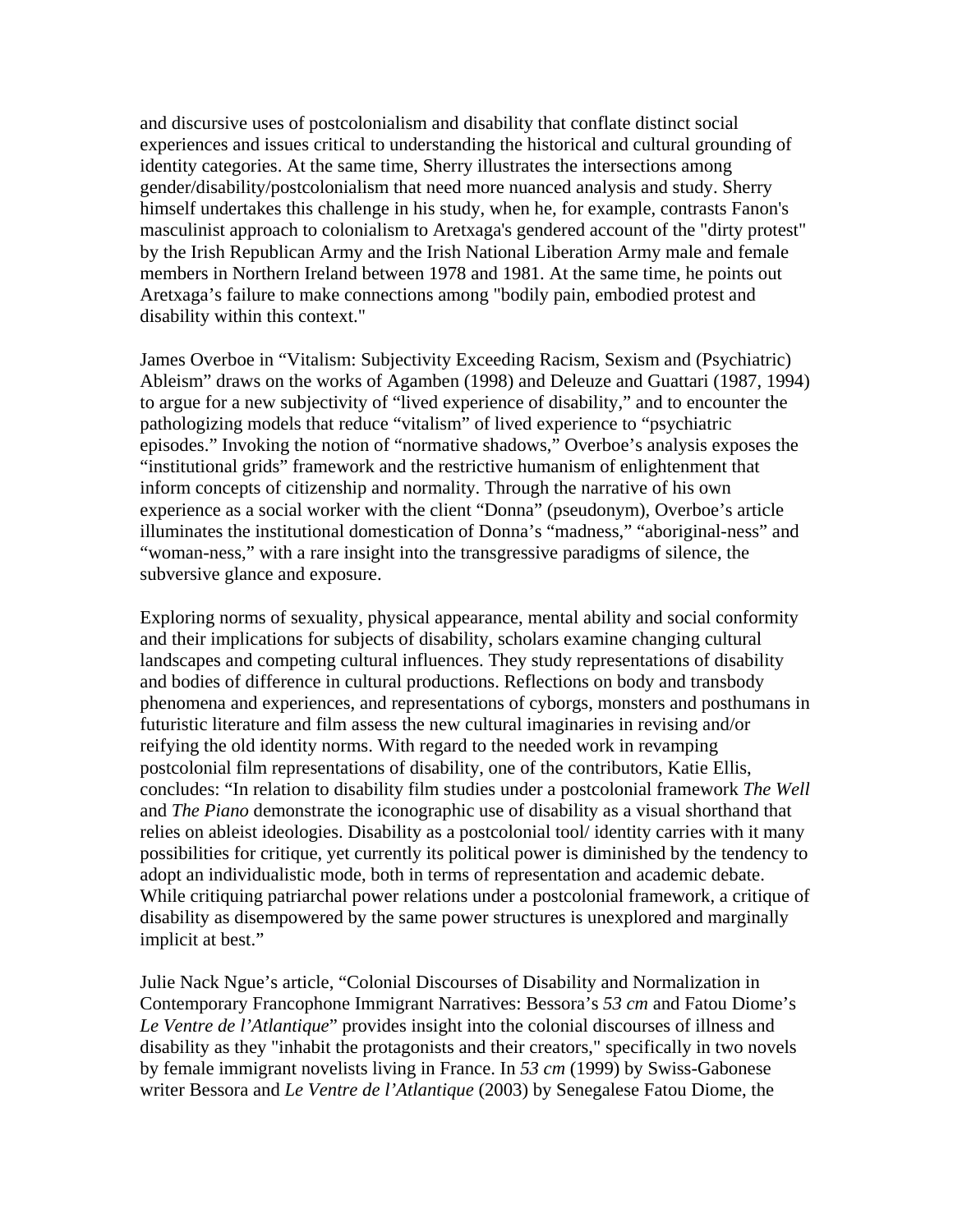and discursive uses of postcolonialism and disability that conflate distinct social experiences and issues critical to understanding the historical and cultural grounding of identity categories. At the same time, Sherry illustrates the intersections among gender/disability/postcolonialism that need more nuanced analysis and study. Sherry himself undertakes this challenge in his study, when he, for example, contrasts Fanon's masculinist approach to colonialism to Aretxaga's gendered account of the "dirty protest" by the Irish Republican Army and the Irish National Liberation Army male and female members in Northern Ireland between 1978 and 1981. At the same time, he points out Aretxaga's failure to make connections among "bodily pain, embodied protest and disability within this context."

James Overboe in "Vitalism: Subjectivity Exceeding Racism, Sexism and (Psychiatric) Ableism" draws on the works of Agamben (1998) and Deleuze and Guattari (1987, 1994) to argue for a new subjectivity of "lived experience of disability," and to encounter the pathologizing models that reduce "vitalism" of lived experience to "psychiatric episodes." Invoking the notion of "normative shadows," Overboe's analysis exposes the "institutional grids" framework and the restrictive humanism of enlightenment that inform concepts of citizenship and normality. Through the narrative of his own experience as a social worker with the client "Donna" (pseudonym), Overboe's article illuminates the institutional domestication of Donna's "madness," "aboriginal-ness" and "woman-ness," with a rare insight into the transgressive paradigms of silence, the subversive glance and exposure.

Exploring norms of sexuality, physical appearance, mental ability and social conformity and their implications for subjects of disability, scholars examine changing cultural landscapes and competing cultural influences. They study representations of disability and bodies of difference in cultural productions. Reflections on body and transbody phenomena and experiences, and representations of cyborgs, monsters and posthumans in futuristic literature and film assess the new cultural imaginaries in revising and/or reifying the old identity norms. With regard to the needed work in revamping postcolonial film representations of disability, one of the contributors, Katie Ellis, concludes: "In relation to disability film studies under a postcolonial framework *The Well* and *The Piano* demonstrate the iconographic use of disability as a visual shorthand that relies on ableist ideologies. Disability as a postcolonial tool/ identity carries with it many possibilities for critique, yet currently its political power is diminished by the tendency to adopt an individualistic mode, both in terms of representation and academic debate. While critiquing patriarchal power relations under a postcolonial framework, a critique of disability as disempowered by the same power structures is unexplored and marginally implicit at best."

Julie Nack Ngue's article, "Colonial Discourses of Disability and Normalization in Contemporary Francophone Immigrant Narratives: Bessora's *53 cm* and Fatou Diome's *Le Ventre de l'Atlantique*" provides insight into the colonial discourses of illness and disability as they "inhabit the protagonists and their creators," specifically in two novels by female immigrant novelists living in France. In *53 cm* (1999) by Swiss-Gabonese writer Bessora and *Le Ventre de l'Atlantique* (2003) by Senegalese Fatou Diome, the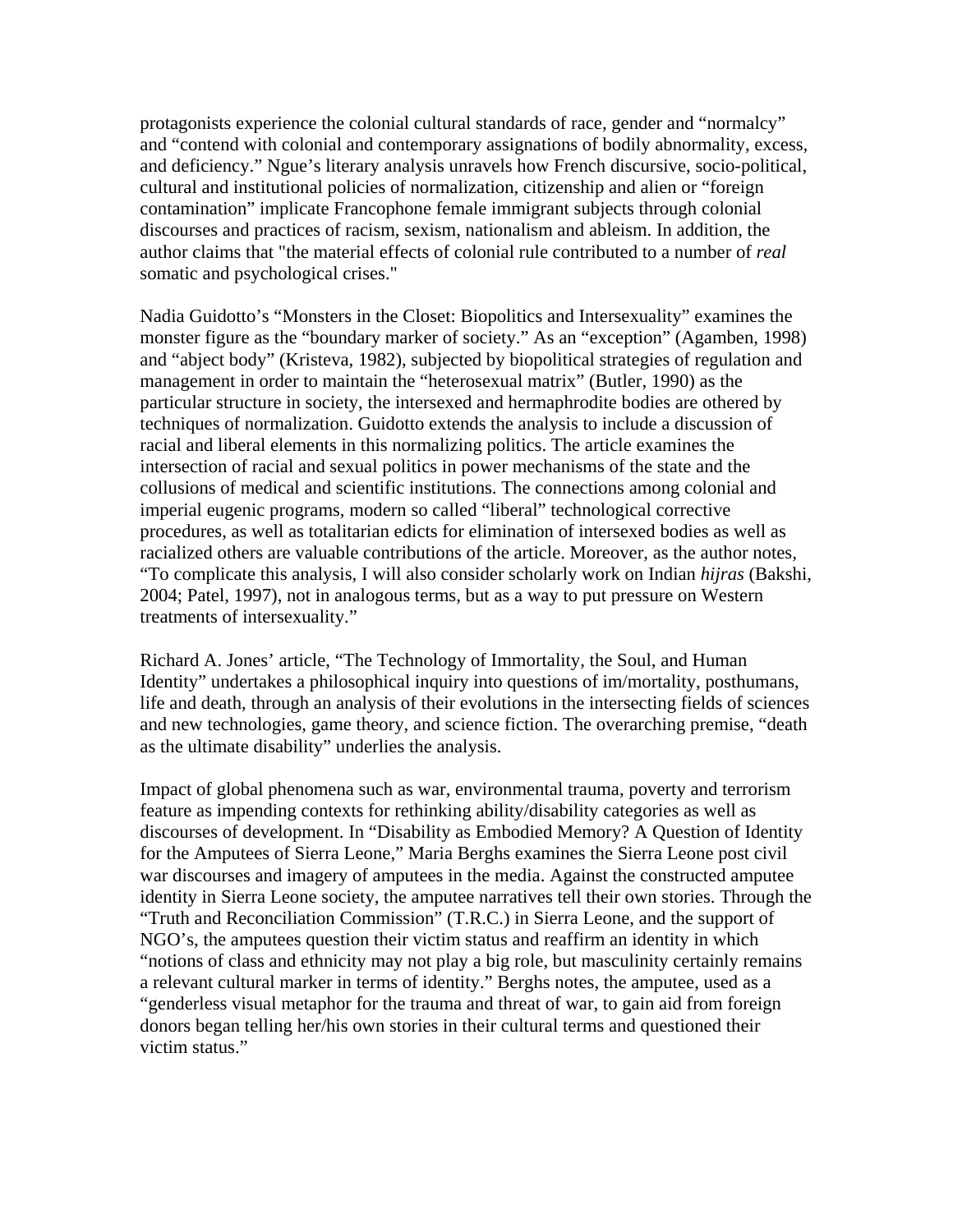protagonists experience the colonial cultural standards of race, gender and "normalcy" and "contend with colonial and contemporary assignations of bodily abnormality, excess, and deficiency." Ngue's literary analysis unravels how French discursive, socio-political, cultural and institutional policies of normalization, citizenship and alien or "foreign contamination" implicate Francophone female immigrant subjects through colonial discourses and practices of racism, sexism, nationalism and ableism. In addition, the author claims that "the material effects of colonial rule contributed to a number of *real* somatic and psychological crises."

Nadia Guidotto's "Monsters in the Closet: Biopolitics and Intersexuality" examines the monster figure as the "boundary marker of society." As an "exception" (Agamben, 1998) and "abject body" (Kristeva, 1982), subjected by biopolitical strategies of regulation and management in order to maintain the "heterosexual matrix" (Butler, 1990) as the particular structure in society, the intersexed and hermaphrodite bodies are othered by techniques of normalization. Guidotto extends the analysis to include a discussion of racial and liberal elements in this normalizing politics. The article examines the intersection of racial and sexual politics in power mechanisms of the state and the collusions of medical and scientific institutions. The connections among colonial and imperial eugenic programs, modern so called "liberal" technological corrective procedures, as well as totalitarian edicts for elimination of intersexed bodies as well as racialized others are valuable contributions of the article. Moreover, as the author notes, "To complicate this analysis, I will also consider scholarly work on Indian *hijras* (Bakshi, 2004; Patel, 1997), not in analogous terms, but as a way to put pressure on Western treatments of intersexuality."

Richard A. Jones' article, "The Technology of Immortality, the Soul, and Human Identity" undertakes a philosophical inquiry into questions of im/mortality, posthumans, life and death, through an analysis of their evolutions in the intersecting fields of sciences and new technologies, game theory, and science fiction. The overarching premise, "death as the ultimate disability" underlies the analysis.

Impact of global phenomena such as war, environmental trauma, poverty and terrorism feature as impending contexts for rethinking ability/disability categories as well as discourses of development. In "Disability as Embodied Memory? A Question of Identity for the Amputees of Sierra Leone," Maria Berghs examines the Sierra Leone post civil war discourses and imagery of amputees in the media. Against the constructed amputee identity in Sierra Leone society, the amputee narratives tell their own stories. Through the "Truth and Reconciliation Commission" (T.R.C.) in Sierra Leone, and the support of NGO's, the amputees question their victim status and reaffirm an identity in which "notions of class and ethnicity may not play a big role, but masculinity certainly remains a relevant cultural marker in terms of identity." Berghs notes, the amputee, used as a "genderless visual metaphor for the trauma and threat of war, to gain aid from foreign donors began telling her/his own stories in their cultural terms and questioned their victim status."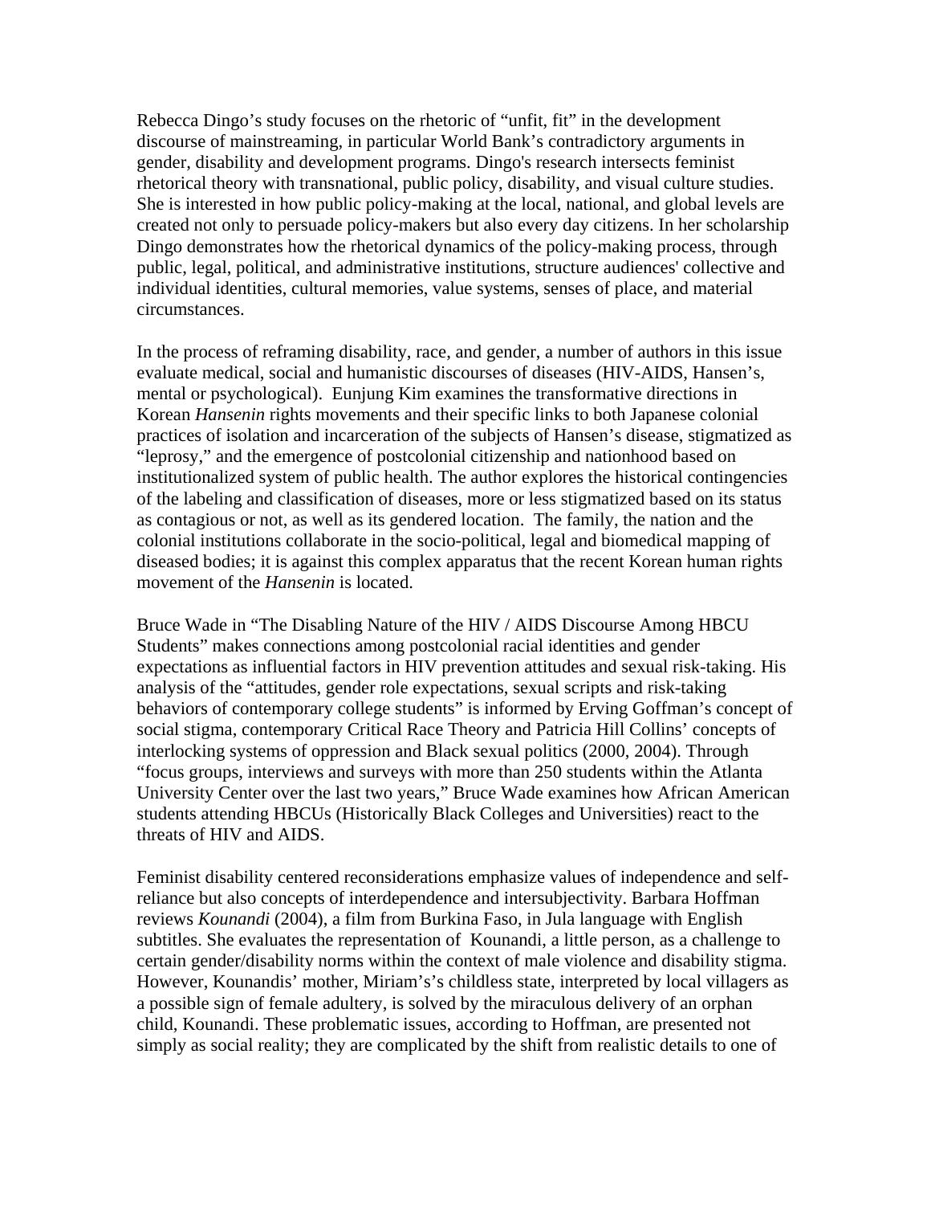Rebecca Dingo's study focuses on the rhetoric of "unfit, fit" in the development discourse of mainstreaming, in particular World Bank's contradictory arguments in gender, disability and development programs. Dingo's research intersects feminist rhetorical theory with transnational, public policy, disability, and visual culture studies. She is interested in how public policy-making at the local, national, and global levels are created not only to persuade policy-makers but also every day citizens. In her scholarship Dingo demonstrates how the rhetorical dynamics of the policy-making process, through public, legal, political, and administrative institutions, structure audiences' collective and individual identities, cultural memories, value systems, senses of place, and material circumstances.

In the process of reframing disability, race, and gender, a number of authors in this issue evaluate medical, social and humanistic discourses of diseases (HIV-AIDS, Hansen's, mental or psychological). Eunjung Kim examines the transformative directions in Korean *Hansenin* rights movements and their specific links to both Japanese colonial practices of isolation and incarceration of the subjects of Hansen's disease, stigmatized as "leprosy," and the emergence of postcolonial citizenship and nationhood based on institutionalized system of public health. The author explores the historical contingencies of the labeling and classification of diseases, more or less stigmatized based on its status as contagious or not, as well as its gendered location. The family, the nation and the colonial institutions collaborate in the socio-political, legal and biomedical mapping of diseased bodies; it is against this complex apparatus that the recent Korean human rights movement of the *Hansenin* is located.

Bruce Wade in "The Disabling Nature of the HIV / AIDS Discourse Among HBCU Students" makes connections among postcolonial racial identities and gender expectations as influential factors in HIV prevention attitudes and sexual risk-taking. His analysis of the "attitudes, gender role expectations, sexual scripts and risk-taking behaviors of contemporary college students" is informed by Erving Goffman's concept of social stigma, contemporary Critical Race Theory and Patricia Hill Collins' concepts of interlocking systems of oppression and Black sexual politics (2000, 2004). Through "focus groups, interviews and surveys with more than 250 students within the Atlanta University Center over the last two years," Bruce Wade examines how African American students attending HBCUs (Historically Black Colleges and Universities) react to the threats of HIV and AIDS.

Feminist disability centered reconsiderations emphasize values of independence and self-reliance but also concepts of interdependence and intersubjectivity. Barbara Hoffman reviews *Kounandi* (2004), a film from Burkina Faso, in Jula language with English subtitles. She evaluates the representation of Kounandi, a little person, as a challenge to certain gender/disability norms within the context of male violence and disability stigma. However, Kounandis' mother, Miriam's's childless state, interpreted by local villagers as a possible sign of female adultery, is solved by the miraculous delivery of an orphan child, Kounandi. These problematic issues, according to Hoffman, are presented not simply as social reality; they are complicated by the shift from realistic details to one of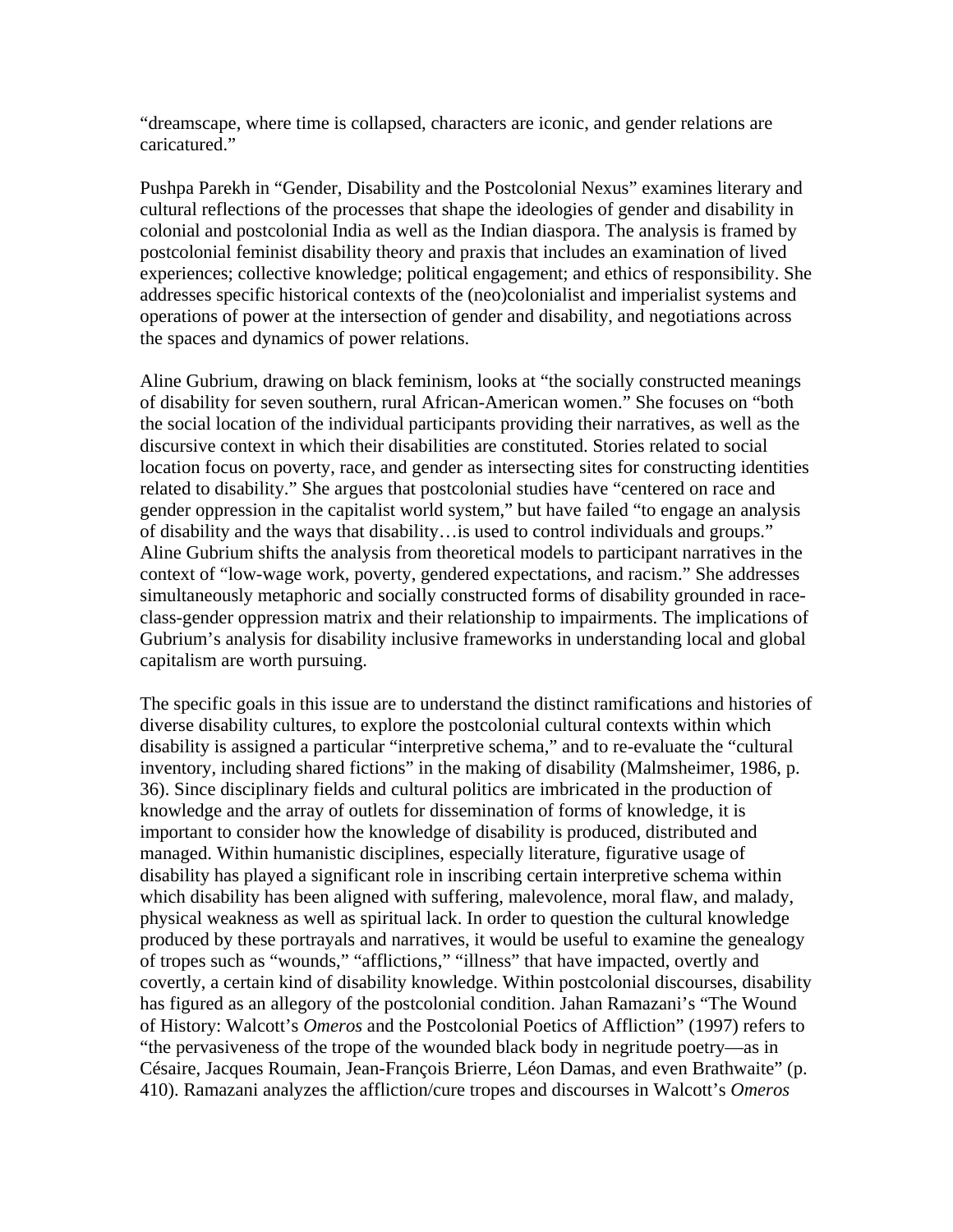"dreamscape, where time is collapsed, characters are iconic, and gender relations are caricatured."

Pushpa Parekh in "Gender, Disability and the Postcolonial Nexus" examines literary and cultural reflections of the processes that shape the ideologies of gender and disability in colonial and postcolonial India as well as the Indian diaspora. The analysis is framed by postcolonial feminist disability theory and praxis that includes an examination of lived experiences; collective knowledge; political engagement; and ethics of responsibility. She addresses specific historical contexts of the (neo)colonialist and imperialist systems and operations of power at the intersection of gender and disability, and negotiations across the spaces and dynamics of power relations.

Aline Gubrium, drawing on black feminism, looks at "the socially constructed meanings of disability for seven southern, rural African-American women." She focuses on "both the social location of the individual participants providing their narratives, as well as the discursive context in which their disabilities are constituted. Stories related to social location focus on poverty, race, and gender as intersecting sites for constructing identities related to disability." She argues that postcolonial studies have "centered on race and gender oppression in the capitalist world system," but have failed "to engage an analysis of disability and the ways that disability…is used to control individuals and groups." Aline Gubrium shifts the analysis from theoretical models to participant narratives in the context of "low-wage work, poverty, gendered expectations, and racism." She addresses simultaneously metaphoric and socially constructed forms of disability grounded in race-class-gender oppression matrix and their relationship to impairments. The implications of Gubrium's analysis for disability inclusive frameworks in understanding local and global capitalism are worth pursuing.

The specific goals in this issue are to understand the distinct ramifications and histories of diverse disability cultures, to explore the postcolonial cultural contexts within which disability is assigned a particular "interpretive schema," and to re-evaluate the "cultural inventory, including shared fictions" in the making of disability (Malmsheimer, 1986, p. 36). Since disciplinary fields and cultural politics are imbricated in the production of knowledge and the array of outlets for dissemination of forms of knowledge, it is important to consider how the knowledge of disability is produced, distributed and managed. Within humanistic disciplines, especially literature, figurative usage of disability has played a significant role in inscribing certain interpretive schema within which disability has been aligned with suffering, malevolence, moral flaw, and malady, physical weakness as well as spiritual lack. In order to question the cultural knowledge produced by these portrayals and narratives, it would be useful to examine the genealogy of tropes such as "wounds," "afflictions," "illness" that have impacted, overtly and covertly, a certain kind of disability knowledge. Within postcolonial discourses, disability has figured as an allegory of the postcolonial condition. Jahan Ramazani's "The Wound of History: Walcott's *Omeros* and the Postcolonial Poetics of Affliction" (1997) refers to "the pervasiveness of the trope of the wounded black body in negritude poetry—as in Césaire, Jacques Roumain, Jean-François Brierre, Léon Damas, and even Brathwaite" (p. 410). Ramazani analyzes the affliction/cure tropes and discourses in Walcott's *Omeros*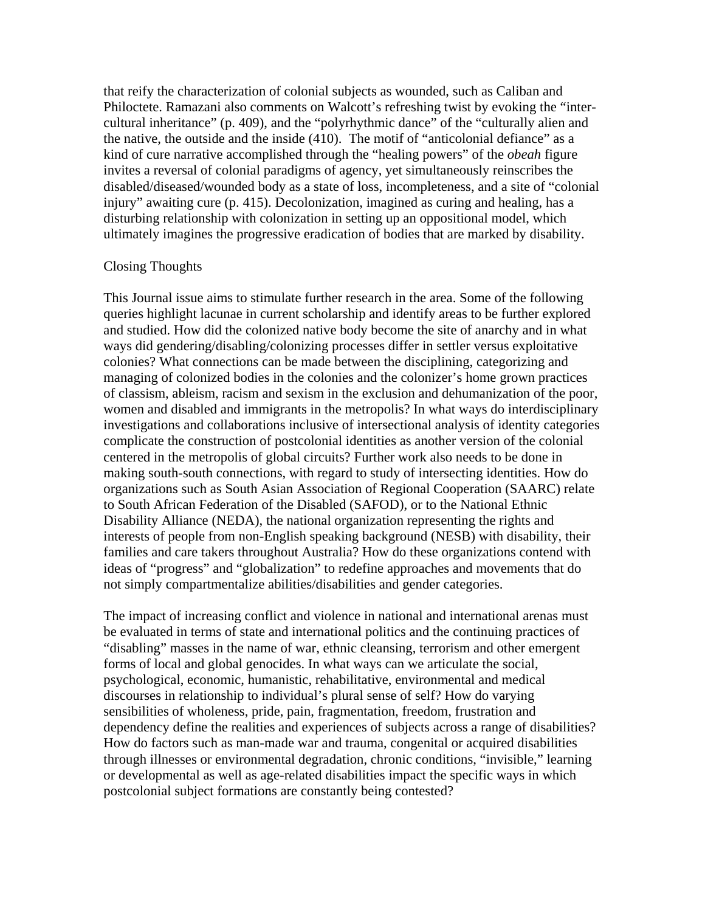that reify the characterization of colonial subjects as wounded, such as Caliban and Philoctete. Ramazani also comments on Walcott's refreshing twist by evoking the "inter-cultural inheritance" (p. 409), and the "polyrhythmic dance" of the "culturally alien and the native, the outside and the inside (410). The motif of "anticolonial defiance" as a kind of cure narrative accomplished through the "healing powers" of the *obeah* figure invites a reversal of colonial paradigms of agency, yet simultaneously reinscribes the disabled/diseased/wounded body as a state of loss, incompleteness, and a site of "colonial injury" awaiting cure (p. 415). Decolonization, imagined as curing and healing, has a disturbing relationship with colonization in setting up an oppositional model, which ultimately imagines the progressive eradication of bodies that are marked by disability.

## Closing Thoughts

This Journal issue aims to stimulate further research in the area. Some of the following queries highlight lacunae in current scholarship and identify areas to be further explored and studied. How did the colonized native body become the site of anarchy and in what ways did gendering/disabling/colonizing processes differ in settler versus exploitative colonies? What connections can be made between the disciplining, categorizing and managing of colonized bodies in the colonies and the colonizer's home grown practices of classism, ableism, racism and sexism in the exclusion and dehumanization of the poor, women and disabled and immigrants in the metropolis? In what ways do interdisciplinary investigations and collaborations inclusive of intersectional analysis of identity categories complicate the construction of postcolonial identities as another version of the colonial centered in the metropolis of global circuits? Further work also needs to be done in making south-south connections, with regard to study of intersecting identities. How do organizations such as South Asian Association of Regional Cooperation (SAARC) relate to South African Federation of the Disabled (SAFOD), or to the National Ethnic Disability Alliance (NEDA), the national organization representing the rights and interests of people from non-English speaking background (NESB) with disability, their families and care takers throughout Australia? How do these organizations contend with ideas of "progress" and "globalization" to redefine approaches and movements that do not simply compartmentalize abilities/disabilities and gender categories.

The impact of increasing conflict and violence in national and international arenas must be evaluated in terms of state and international politics and the continuing practices of "disabling" masses in the name of war, ethnic cleansing, terrorism and other emergent forms of local and global genocides. In what ways can we articulate the social, psychological, economic, humanistic, rehabilitative, environmental and medical discourses in relationship to individual's plural sense of self? How do varying sensibilities of wholeness, pride, pain, fragmentation, freedom, frustration and dependency define the realities and experiences of subjects across a range of disabilities? How do factors such as man-made war and trauma, congenital or acquired disabilities through illnesses or environmental degradation, chronic conditions, "invisible," learning or developmental as well as age-related disabilities impact the specific ways in which postcolonial subject formations are constantly being contested?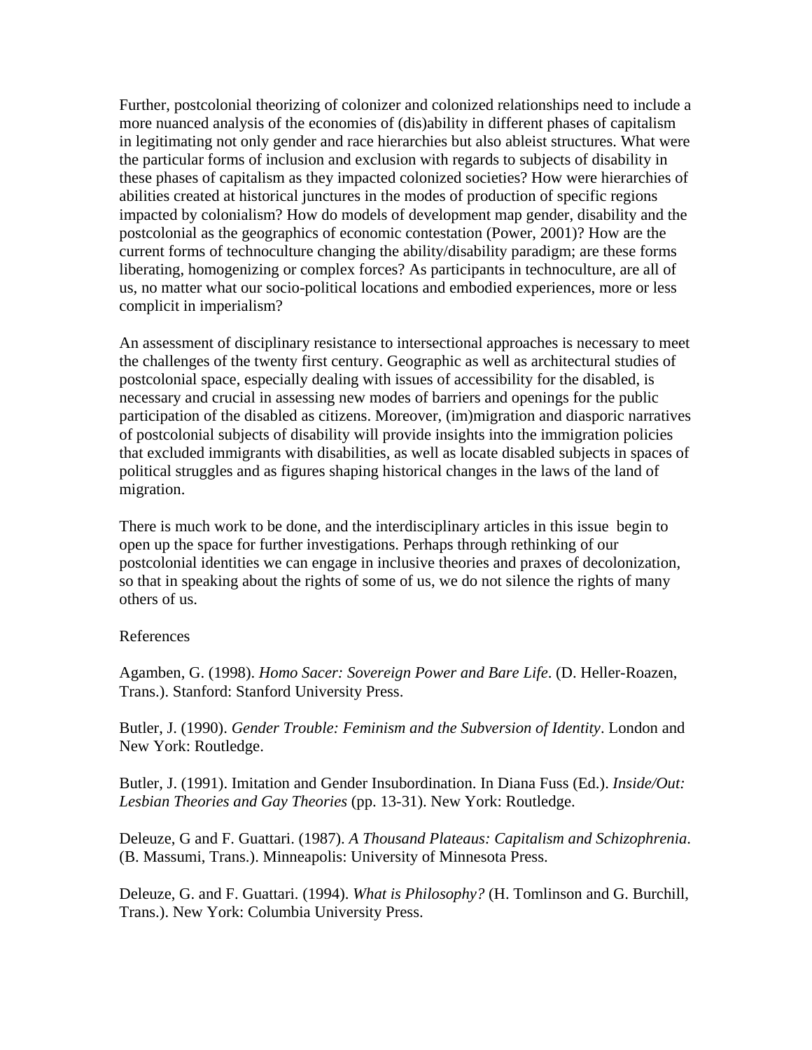Further, postcolonial theorizing of colonizer and colonized relationships need to include a more nuanced analysis of the economies of (dis)ability in different phases of capitalism in legitimating not only gender and race hierarchies but also ableist structures. What were the particular forms of inclusion and exclusion with regards to subjects of disability in these phases of capitalism as they impacted colonized societies? How were hierarchies of abilities created at historical junctures in the modes of production of specific regions impacted by colonialism? How do models of development map gender, disability and the postcolonial as the geographics of economic contestation (Power, 2001)? How are the current forms of technoculture changing the ability/disability paradigm; are these forms liberating, homogenizing or complex forces? As participants in technoculture, are all of us, no matter what our socio-political locations and embodied experiences, more or less complicit in imperialism?

An assessment of disciplinary resistance to intersectional approaches is necessary to meet the challenges of the twenty first century. Geographic as well as architectural studies of postcolonial space, especially dealing with issues of accessibility for the disabled, is necessary and crucial in assessing new modes of barriers and openings for the public participation of the disabled as citizens. Moreover, (im)migration and diasporic narratives of postcolonial subjects of disability will provide insights into the immigration policies that excluded immigrants with disabilities, as well as locate disabled subjects in spaces of political struggles and as figures shaping historical changes in the laws of the land of migration.

There is much work to be done, and the interdisciplinary articles in this issue begin to open up the space for further investigations. Perhaps through rethinking of our postcolonial identities we can engage in inclusive theories and praxes of decolonization, so that in speaking about the rights of some of us, we do not silence the rights of many others of us.

References

Agamben, G. (1998). *Homo Sacer: Sovereign Power and Bare Life*. (D. Heller-Roazen, Trans.). Stanford: Stanford University Press.

Butler, J. (1990). *Gender Trouble: Feminism and the Subversion of Identity*. London and New York: Routledge.

Butler, J. (1991). Imitation and Gender Insubordination. In Diana Fuss (Ed.). *Inside/Out: Lesbian Theories and Gay Theories* (pp. 13-31). New York: Routledge.

Deleuze, G and F. Guattari. (1987). *A Thousand Plateaus: Capitalism and Schizophrenia*. (B. Massumi, Trans.). Minneapolis: University of Minnesota Press.

Deleuze, G. and F. Guattari. (1994). *What is Philosophy?* (H. Tomlinson and G. Burchill, Trans.). New York: Columbia University Press.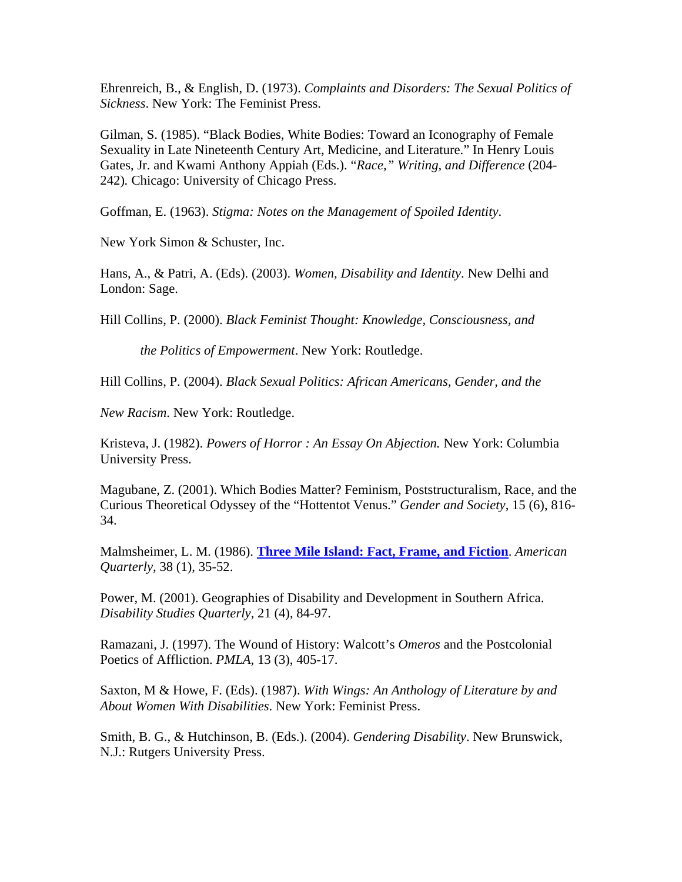Ehrenreich, B., & English, D. (1973). *Complaints and Disorders: The Sexual Politics of Sickness*. New York: The Feminist Press.

Gilman, S. (1985). "Black Bodies, White Bodies: Toward an Iconography of Female Sexuality in Late Nineteenth Century Art, Medicine, and Literature." In Henry Louis Gates, Jr. and Kwami Anthony Appiah (Eds.). "*Race," Writing, and Difference* (204-242). Chicago: University of Chicago Press.

Goffman, E. (1963). *Stigma: Notes on the Management of Spoiled Identity*.

New York Simon & Schuster, Inc.

Hans, A., & Patri, A. (Eds). (2003). *Women, Disability and Identity*. New Delhi and London: Sage.

Hill Collins, P. (2000). *Black Feminist Thought: Knowledge, Consciousness, and the Politics of Empowerment*. New York: Routledge.

Hill Collins, P. (2004). *Black Sexual Politics: African Americans, Gender, and the New Racism*. New York: Routledge.

Kristeva, J. (1982). *Powers of Horror : An Essay On Abjection.* New York: Columbia University Press.

Magubane, Z. (2001). Which Bodies Matter? Feminism, Poststructuralism, Race, and the Curious Theoretical Odyssey of the "Hottentot Venus." *Gender and Society*, 15 (6), 816-34.

Malmsheimer, L. M. (1986). **Three Mile Island: Fact, Frame, and Fiction**. *American Quarterly,* 38 (1), 35-52.

Power, M. (2001). Geographies of Disability and Development in Southern Africa. *Disability Studies Quarterly,* 21 (4), 84-97.

Ramazani, J. (1997). The Wound of History: Walcott's *Omeros* and the Postcolonial Poetics of Affliction. *PMLA*, 13 (3), 405-17.

Saxton, M & Howe, F. (Eds). (1987). *With Wings: An Anthology of Literature by and About Women With Disabilities*. New York: Feminist Press.

Smith, B. G., & Hutchinson, B. (Eds.). (2004). *Gendering Disability*. New Brunswick, N.J.: Rutgers University Press.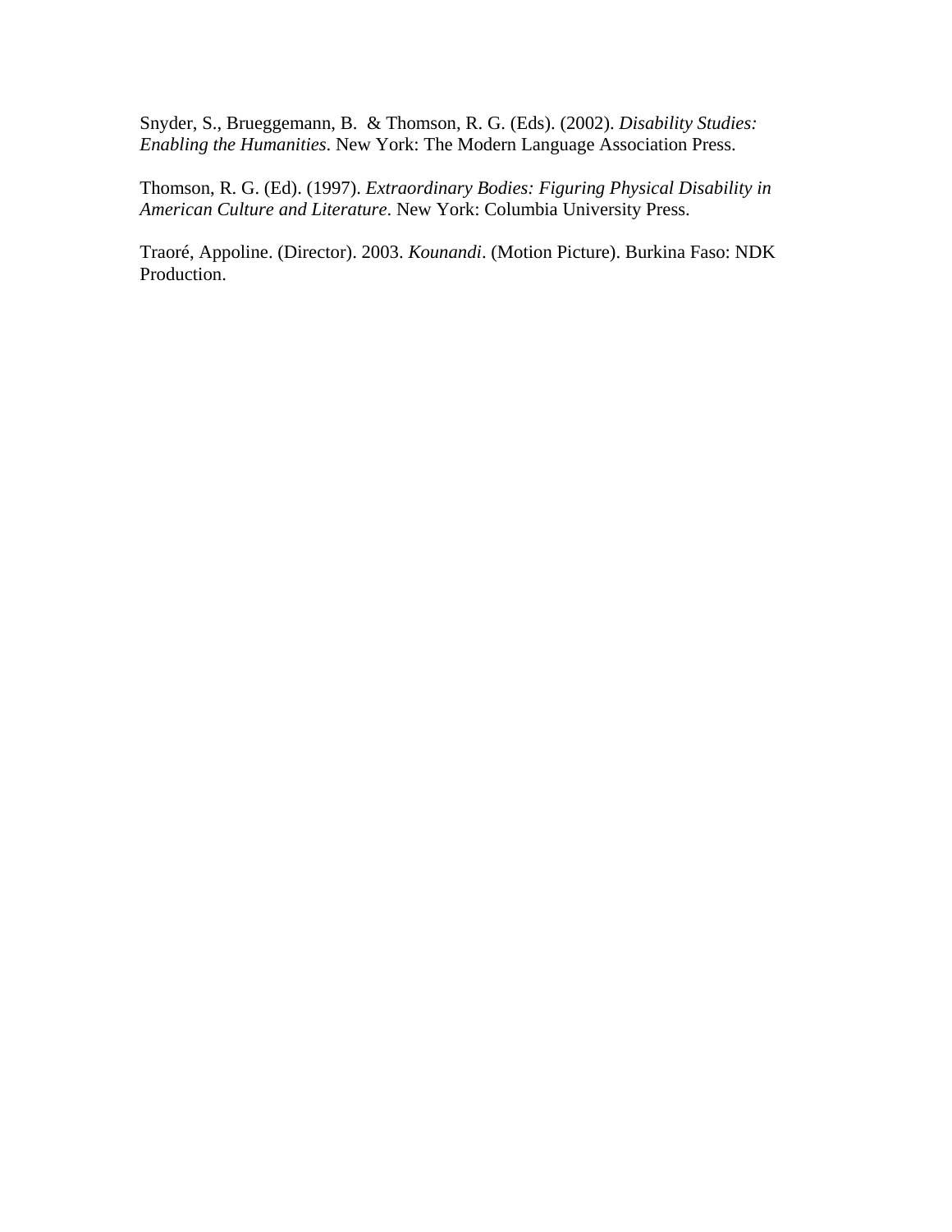Snyder, S., Brueggemann, B.  & Thomson, R. G. (Eds). (2002). *Disability Studies: Enabling the Humanities*. New York: The Modern Language Association Press.

Thomson, R. G. (Ed). (1997). *Extraordinary Bodies: Figuring Physical Disability in American Culture and Literature*. New York: Columbia University Press.

Traoré, Appoline. (Director). 2003. *Kounandi*. (Motion Picture). Burkina Faso: NDK Production.